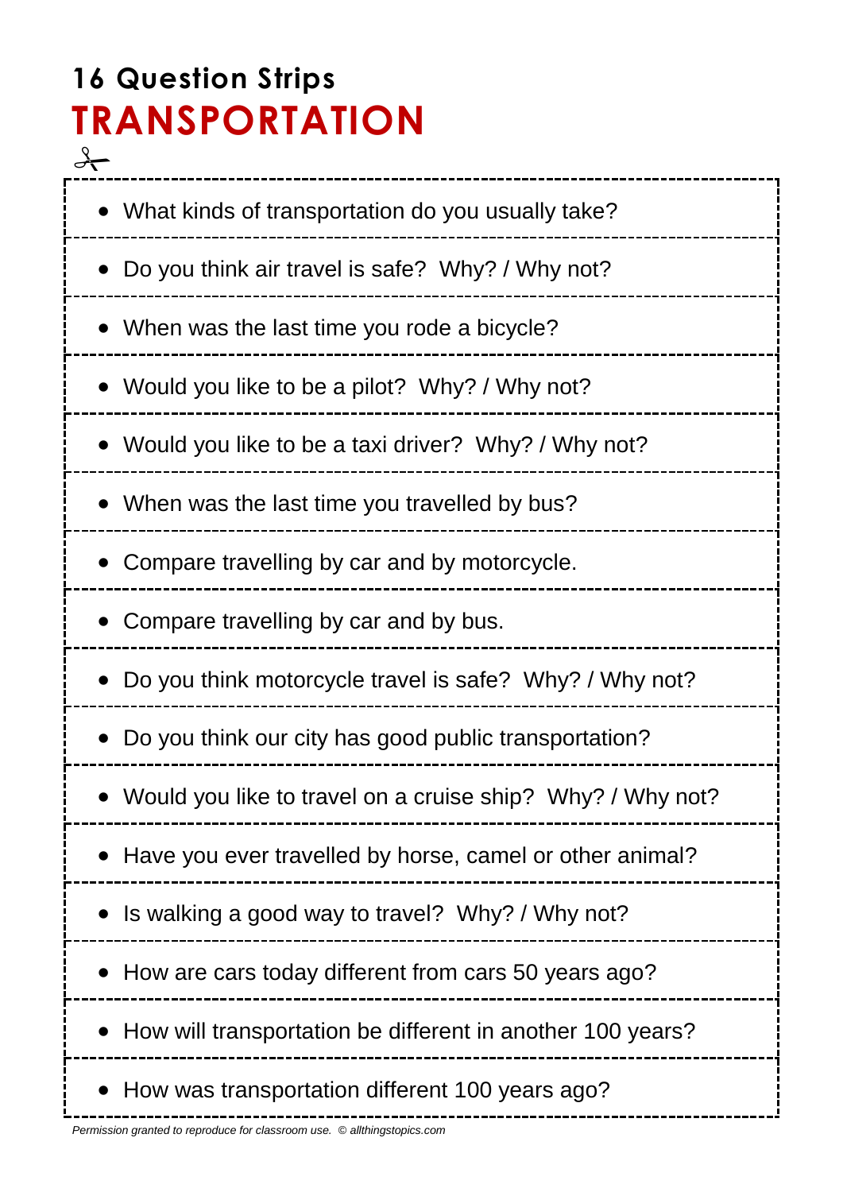## 16 Question Strips

# TRANSPORTATION

- What kinds of transportation do you usually take?
- Do you think air travel is safe?  Why? / Why not?
- When was the last time you rode a bicycle?
- Would you like to be a pilot?  Why? / Why not?
- Would you like to be a taxi driver?  Why? / Why not?
- When was the last time you travelled by bus?
- Compare travelling by car and by motorcycle.
- Compare travelling by car and by bus.
- Do you think motorcycle travel is safe?  Why? / Why not?
- Do you think our city has good public transportation?
- Would you like to travel on a cruise ship?  Why? / Why not?
- Have you ever travelled by horse, camel or other animal?
- Is walking a good way to travel?  Why? / Why not?
- How are cars today different from cars 50 years ago?
- How will transportation be different in another 100 years?
- How was transportation different 100 years ago?

*Permission granted to reproduce for classroom use.  © allthingstopics.com*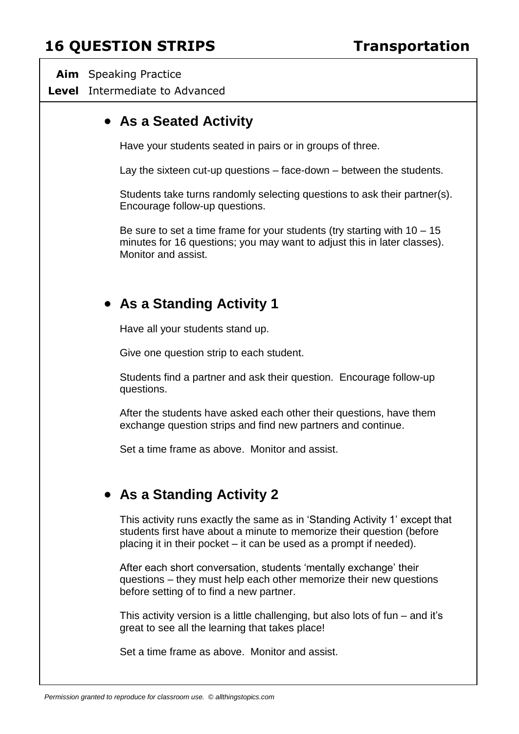# 16 QUESTION STRIPS — Transportation

**Aim** Speaking Practice
**Level** Intermediate to Advanced

## As a Seated Activity

Have your students seated in pairs or in groups of three.

Lay the sixteen cut-up questions – face-down – between the students.

Students take turns randomly selecting questions to ask their partner(s). Encourage follow-up questions.

Be sure to set a time frame for your students (try starting with 10 – 15 minutes for 16 questions; you may want to adjust this in later classes). Monitor and assist.

## As a Standing Activity 1

Have all your students stand up.

Give one question strip to each student.

Students find a partner and ask their question. Encourage follow-up questions.

After the students have asked each other their questions, have them exchange question strips and find new partners and continue.

Set a time frame as above. Monitor and assist.

## As a Standing Activity 2

This activity runs exactly the same as in 'Standing Activity 1' except that students first have about a minute to memorize their question (before placing it in their pocket – it can be used as a prompt if needed).

After each short conversation, students 'mentally exchange' their questions – they must help each other memorize their new questions before setting of to find a new partner.

This activity version is a little challenging, but also lots of fun – and it's great to see all the learning that takes place!

Set a time frame as above. Monitor and assist.

*Permission granted to reproduce for classroom use. © allthingstopics.com*